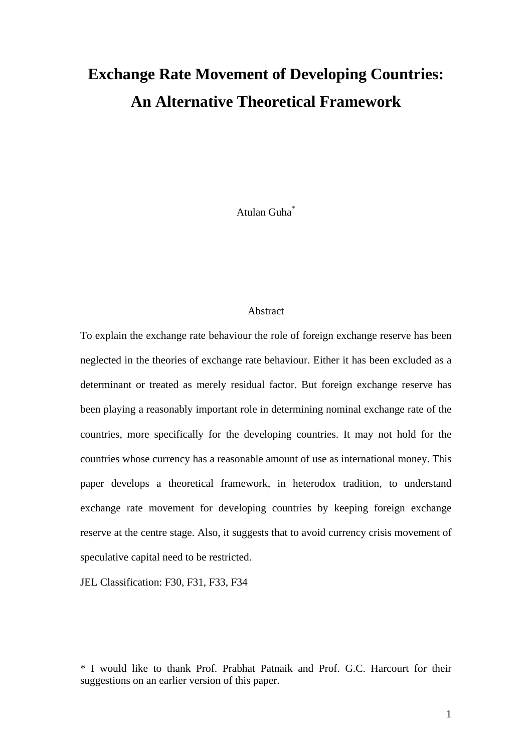# Exchange Rate Movement of Developing Countries: An Alternative Theoretical Framework

Atulan Guha*

## Abstract

To explain the exchange rate behaviour the role of foreign exchange reserve has been neglected in the theories of exchange rate behaviour. Either it has been excluded as a determinant or treated as merely residual factor. But foreign exchange reserve has been playing a reasonably important role in determining nominal exchange rate of the countries, more specifically for the developing countries. It may not hold for the countries whose currency has a reasonable amount of use as international money. This paper develops a theoretical framework, in heterodox tradition, to understand exchange rate movement for developing countries by keeping foreign exchange reserve at the centre stage. Also, it suggests that to avoid currency crisis movement of speculative capital need to be restricted.

JEL Classification: F30, F31, F33, F34

* I would like to thank Prof. Prabhat Patnaik and Prof. G.C. Harcourt for their suggestions on an earlier version of this paper.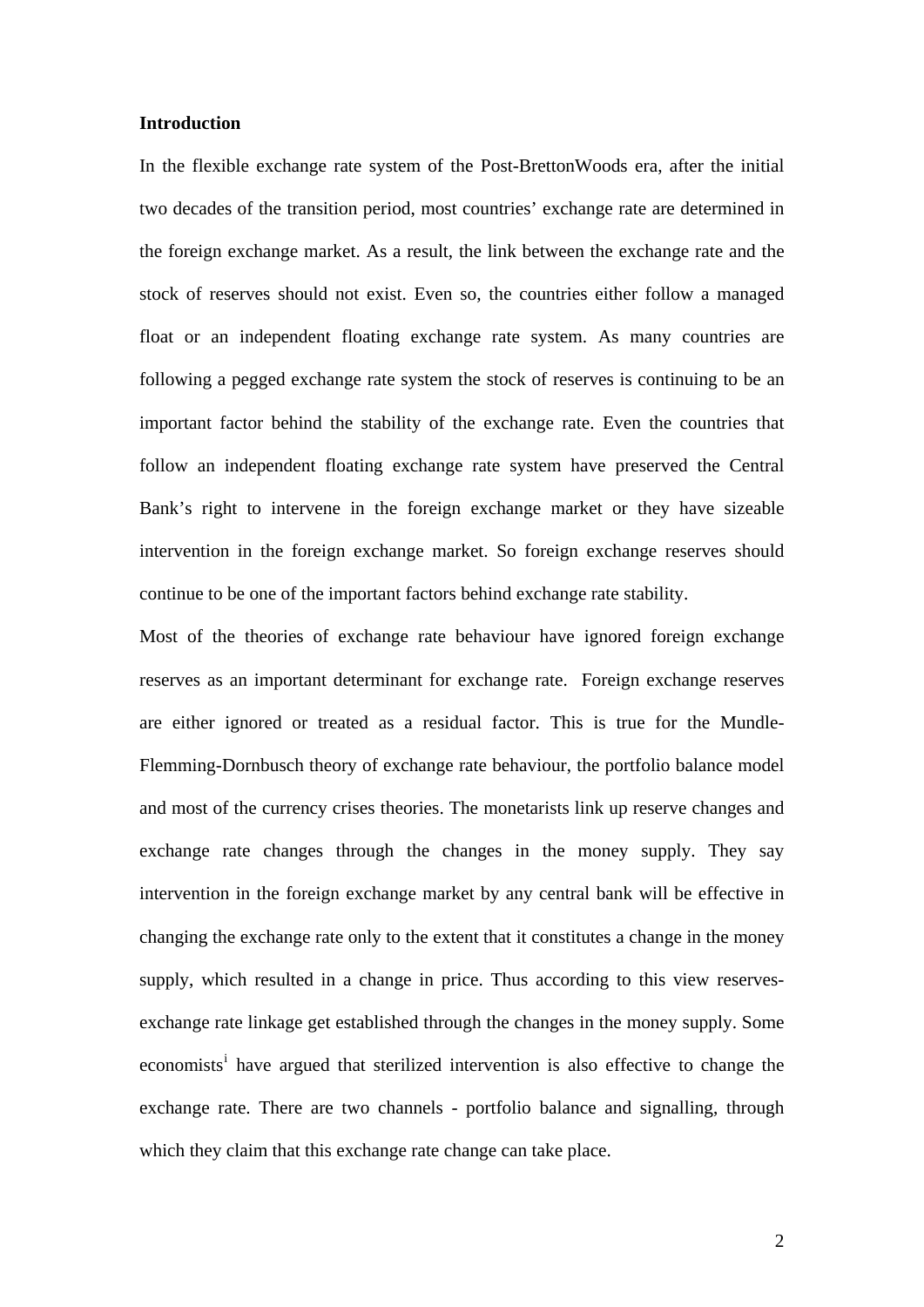**Introduction**

In the flexible exchange rate system of the Post-BrettonWoods era, after the initial two decades of the transition period, most countries' exchange rate are determined in the foreign exchange market. As a result, the link between the exchange rate and the stock of reserves should not exist. Even so, the countries either follow a managed float or an independent floating exchange rate system. As many countries are following a pegged exchange rate system the stock of reserves is continuing to be an important factor behind the stability of the exchange rate. Even the countries that follow an independent floating exchange rate system have preserved the Central Bank's right to intervene in the foreign exchange market or they have sizeable intervention in the foreign exchange market. So foreign exchange reserves should continue to be one of the important factors behind exchange rate stability.

Most of the theories of exchange rate behaviour have ignored foreign exchange reserves as an important determinant for exchange rate. Foreign exchange reserves are either ignored or treated as a residual factor. This is true for the Mundle-Flemming-Dornbusch theory of exchange rate behaviour, the portfolio balance model and most of the currency crises theories. The monetarists link up reserve changes and exchange rate changes through the changes in the money supply. They say intervention in the foreign exchange market by any central bank will be effective in changing the exchange rate only to the extent that it constitutes a change in the money supply, which resulted in a change in price. Thus according to this view reserves-exchange rate linkage get established through the changes in the money supply. Some economists[i] have argued that sterilized intervention is also effective to change the exchange rate. There are two channels - portfolio balance and signalling, through which they claim that this exchange rate change can take place.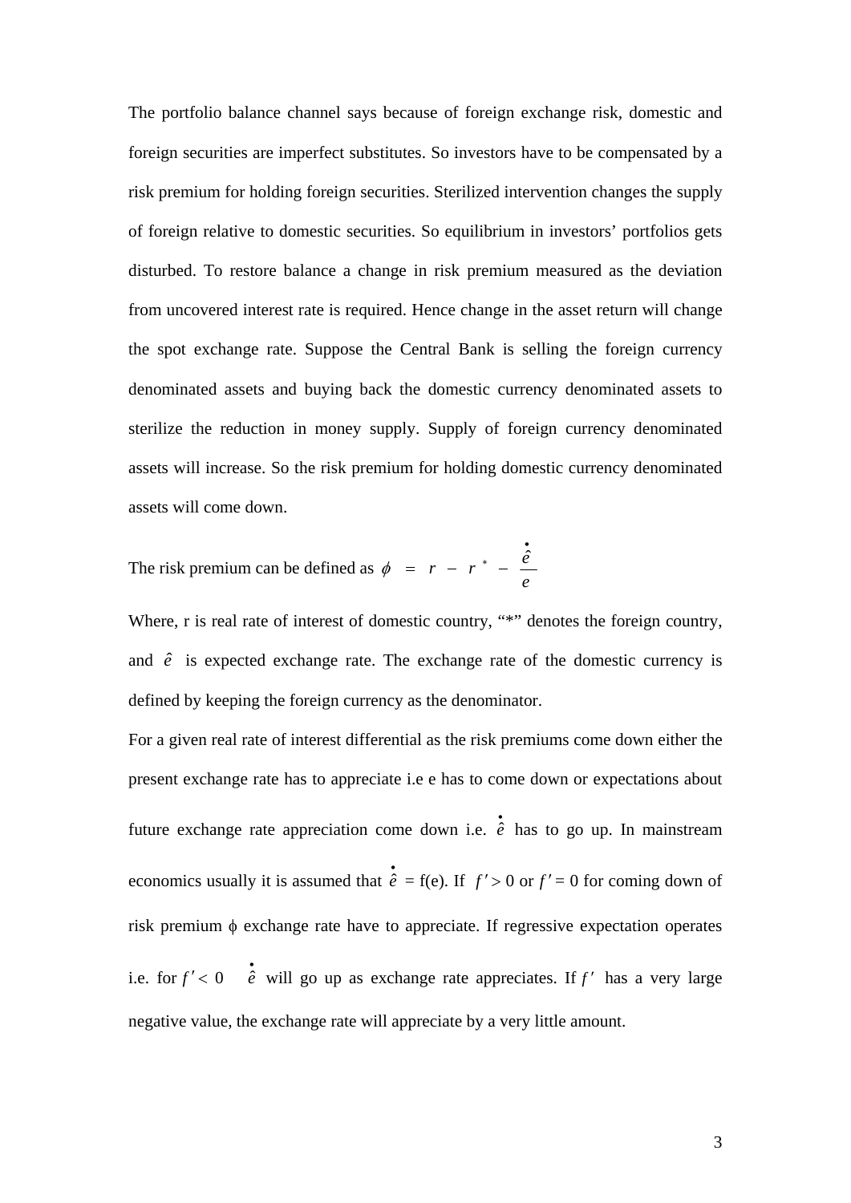The portfolio balance channel says because of foreign exchange risk, domestic and foreign securities are imperfect substitutes. So investors have to be compensated by a risk premium for holding foreign securities. Sterilized intervention changes the supply of foreign relative to domestic securities. So equilibrium in investors' portfolios gets disturbed. To restore balance a change in risk premium measured as the deviation from uncovered interest rate is required. Hence change in the asset return will change the spot exchange rate. Suppose the Central Bank is selling the foreign currency denominated assets and buying back the domestic currency denominated assets to sterilize the reduction in money supply. Supply of foreign currency denominated assets will increase. So the risk premium for holding domestic currency denominated assets will come down.

The risk premium can be defined as $\phi = r - r^* - \frac{\dot{\hat{e}}}{e}$

Where, r is real rate of interest of domestic country, "*" denotes the foreign country, and $\hat{e}$ is expected exchange rate. The exchange rate of the domestic currency is defined by keeping the foreign currency as the denominator.

For a given real rate of interest differential as the risk premiums come down either the present exchange rate has to appreciate i.e e has to come down or expectations about future exchange rate appreciation come down i.e. $\dot{\hat{e}}$ has to go up. In mainstream economics usually it is assumed that $\dot{\hat{e}}$ = f(e). If $f' > 0$ or $f' = 0$ for coming down of risk premium $\phi$ exchange rate have to appreciate. If regressive expectation operates i.e. for $f' < 0$ $\dot{\hat{e}}$ will go up as exchange rate appreciates. If $f'$ has a very large negative value, the exchange rate will appreciate by a very little amount.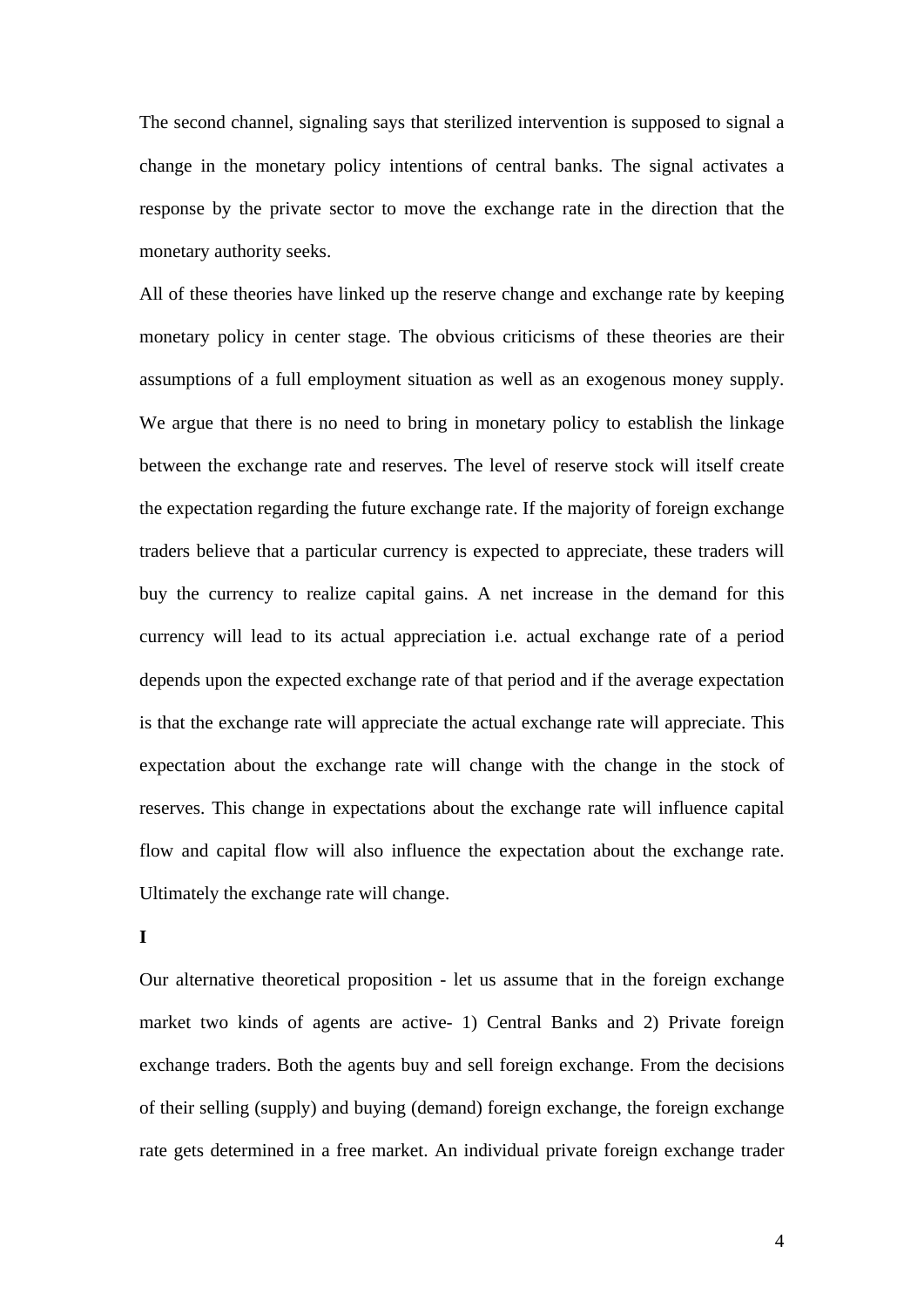The second channel, signaling says that sterilized intervention is supposed to signal a change in the monetary policy intentions of central banks. The signal activates a response by the private sector to move the exchange rate in the direction that the monetary authority seeks.

All of these theories have linked up the reserve change and exchange rate by keeping monetary policy in center stage. The obvious criticisms of these theories are their assumptions of a full employment situation as well as an exogenous money supply. We argue that there is no need to bring in monetary policy to establish the linkage between the exchange rate and reserves. The level of reserve stock will itself create the expectation regarding the future exchange rate. If the majority of foreign exchange traders believe that a particular currency is expected to appreciate, these traders will buy the currency to realize capital gains. A net increase in the demand for this currency will lead to its actual appreciation i.e. actual exchange rate of a period depends upon the expected exchange rate of that period and if the average expectation is that the exchange rate will appreciate the actual exchange rate will appreciate. This expectation about the exchange rate will change with the change in the stock of reserves. This change in expectations about the exchange rate will influence capital flow and capital flow will also influence the expectation about the exchange rate. Ultimately the exchange rate will change.

**I**

Our alternative theoretical proposition - let us assume that in the foreign exchange market two kinds of agents are active- 1) Central Banks and 2) Private foreign exchange traders. Both the agents buy and sell foreign exchange. From the decisions of their selling (supply) and buying (demand) foreign exchange, the foreign exchange rate gets determined in a free market. An individual private foreign exchange trader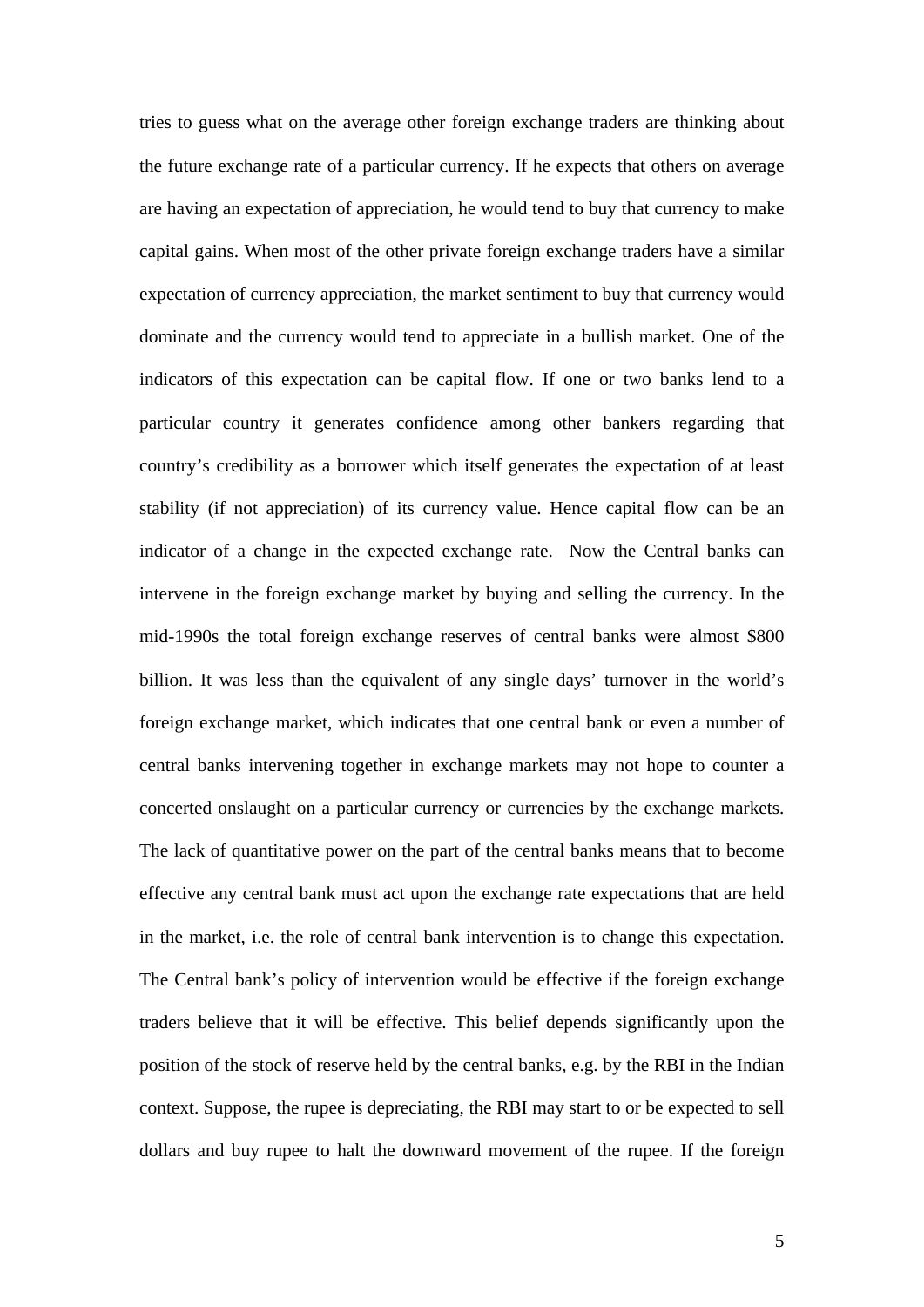tries to guess what on the average other foreign exchange traders are thinking about the future exchange rate of a particular currency. If he expects that others on average are having an expectation of appreciation, he would tend to buy that currency to make capital gains. When most of the other private foreign exchange traders have a similar expectation of currency appreciation, the market sentiment to buy that currency would dominate and the currency would tend to appreciate in a bullish market. One of the indicators of this expectation can be capital flow. If one or two banks lend to a particular country it generates confidence among other bankers regarding that country's credibility as a borrower which itself generates the expectation of at least stability (if not appreciation) of its currency value. Hence capital flow can be an indicator of a change in the expected exchange rate. Now the Central banks can intervene in the foreign exchange market by buying and selling the currency. In the mid-1990s the total foreign exchange reserves of central banks were almost $800 billion. It was less than the equivalent of any single days' turnover in the world's foreign exchange market, which indicates that one central bank or even a number of central banks intervening together in exchange markets may not hope to counter a concerted onslaught on a particular currency or currencies by the exchange markets. The lack of quantitative power on the part of the central banks means that to become effective any central bank must act upon the exchange rate expectations that are held in the market, i.e. the role of central bank intervention is to change this expectation. The Central bank's policy of intervention would be effective if the foreign exchange traders believe that it will be effective. This belief depends significantly upon the position of the stock of reserve held by the central banks, e.g. by the RBI in the Indian context. Suppose, the rupee is depreciating, the RBI may start to or be expected to sell dollars and buy rupee to halt the downward movement of the rupee. If the foreign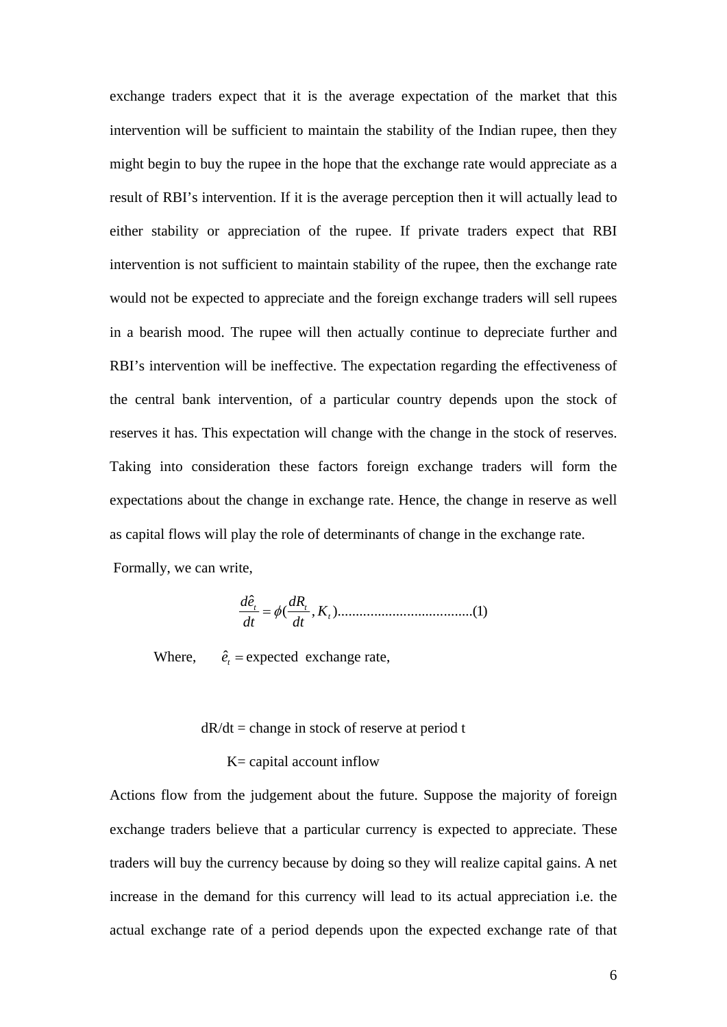exchange traders expect that it is the average expectation of the market that this intervention will be sufficient to maintain the stability of the Indian rupee, then they might begin to buy the rupee in the hope that the exchange rate would appreciate as a result of RBI's intervention. If it is the average perception then it will actually lead to either stability or appreciation of the rupee. If private traders expect that RBI intervention is not sufficient to maintain stability of the rupee, then the exchange rate would not be expected to appreciate and the foreign exchange traders will sell rupees in a bearish mood. The rupee will then actually continue to depreciate further and RBI's intervention will be ineffective. The expectation regarding the effectiveness of the central bank intervention, of a particular country depends upon the stock of reserves it has. This expectation will change with the change in the stock of reserves. Taking into consideration these factors foreign exchange traders will form the expectations about the change in exchange rate. Hence, the change in reserve as well as capital flows will play the role of determinants of change in the exchange rate.

Formally, we can write,

$$\frac{d\hat{e}_t}{dt} = \phi(\frac{dR_t}{dt}, K_t) \qquad (1)$$

Where, $\hat{e}_t =$ expected exchange rate,

dR/dt = change in stock of reserve at period t

K= capital account inflow

Actions flow from the judgement about the future. Suppose the majority of foreign exchange traders believe that a particular currency is expected to appreciate. These traders will buy the currency because by doing so they will realize capital gains. A net increase in the demand for this currency will lead to its actual appreciation i.e. the actual exchange rate of a period depends upon the expected exchange rate of that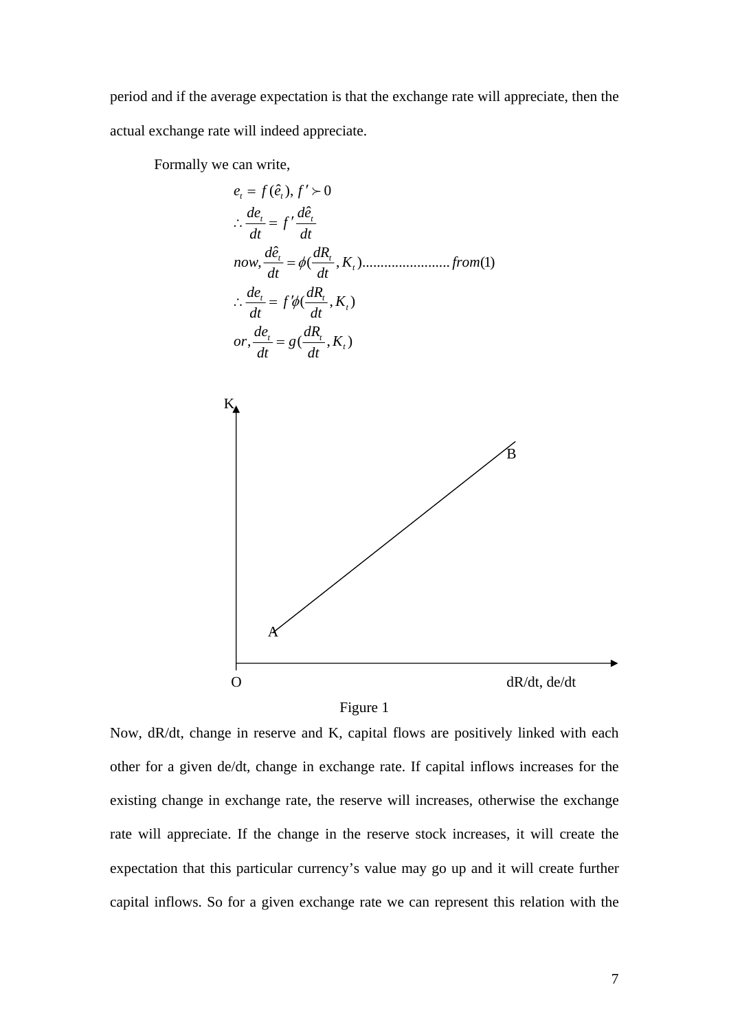period and if the average expectation is that the exchange rate will appreciate, then the actual exchange rate will indeed appreciate.

Formally we can write,

$$e_t = f(\hat{e}_t),\ f' \succ 0$$

$$\therefore \frac{de_t}{dt} = f' \frac{d\hat{e}_t}{dt}$$

$$now, \frac{d\hat{e}_t}{dt} = \phi(\frac{dR_t}{dt}, K_t) \ldots\ldots\ldots\ldots\ldots\ldots\ldots\ldots from(1)$$

$$\therefore \frac{de_t}{dt} = f'\phi(\frac{dR_t}{dt}, K_t)$$

$$or, \frac{de_t}{dt} = g(\frac{dR_t}{dt}, K_t)$$

K

B

A

O

dR/dt, de/dt

Figure 1

Now, dR/dt, change in reserve and K, capital flows are positively linked with each other for a given de/dt, change in exchange rate. If capital inflows increases for the existing change in exchange rate, the reserve will increases, otherwise the exchange rate will appreciate. If the change in the reserve stock increases, it will create the expectation that this particular currency's value may go up and it will create further capital inflows. So for a given exchange rate we can represent this relation with the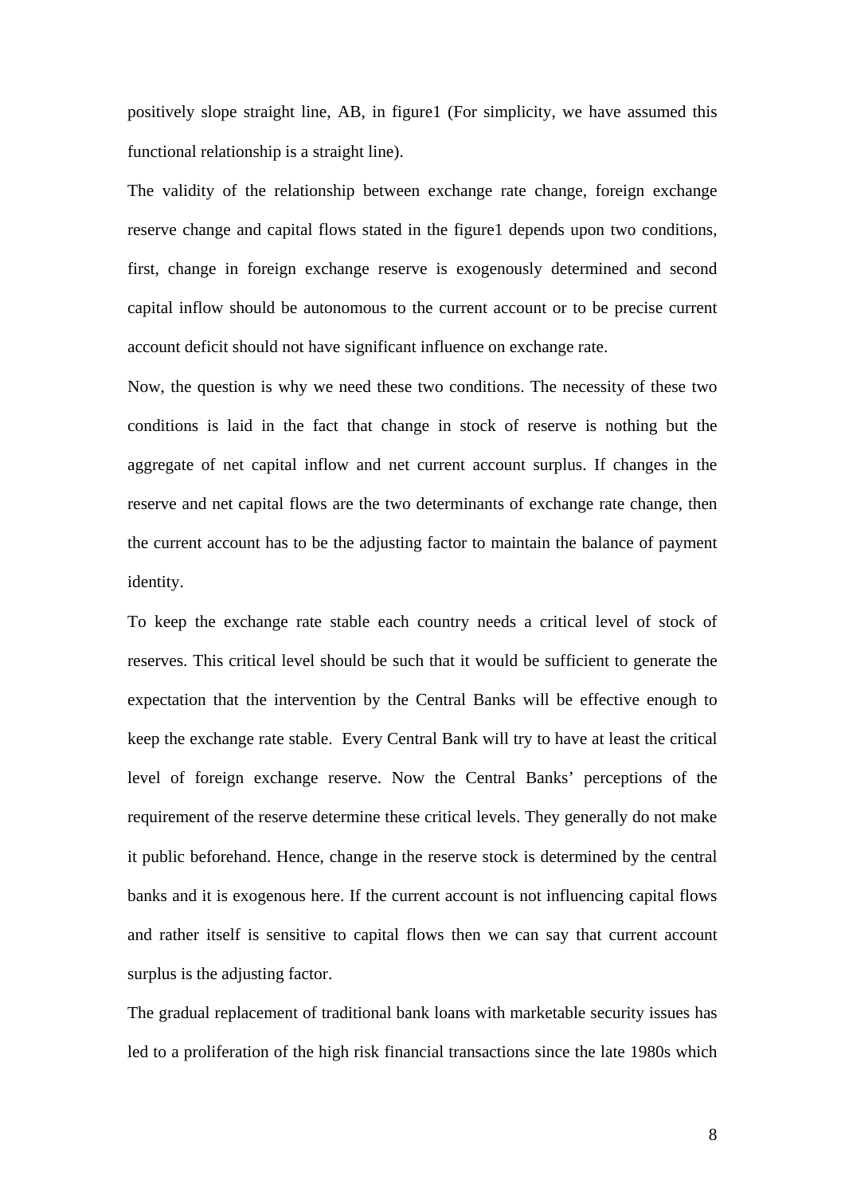positively slope straight line, AB, in figure1 (For simplicity, we have assumed this functional relationship is a straight line).

The validity of the relationship between exchange rate change, foreign exchange reserve change and capital flows stated in the figure1 depends upon two conditions, first, change in foreign exchange reserve is exogenously determined and second capital inflow should be autonomous to the current account or to be precise current account deficit should not have significant influence on exchange rate.

Now, the question is why we need these two conditions. The necessity of these two conditions is laid in the fact that change in stock of reserve is nothing but the aggregate of net capital inflow and net current account surplus. If changes in the reserve and net capital flows are the two determinants of exchange rate change, then the current account has to be the adjusting factor to maintain the balance of payment identity.

To keep the exchange rate stable each country needs a critical level of stock of reserves. This critical level should be such that it would be sufficient to generate the expectation that the intervention by the Central Banks will be effective enough to keep the exchange rate stable. Every Central Bank will try to have at least the critical level of foreign exchange reserve. Now the Central Banks' perceptions of the requirement of the reserve determine these critical levels. They generally do not make it public beforehand. Hence, change in the reserve stock is determined by the central banks and it is exogenous here. If the current account is not influencing capital flows and rather itself is sensitive to capital flows then we can say that current account surplus is the adjusting factor.

The gradual replacement of traditional bank loans with marketable security issues has led to a proliferation of the high risk financial transactions since the late 1980s which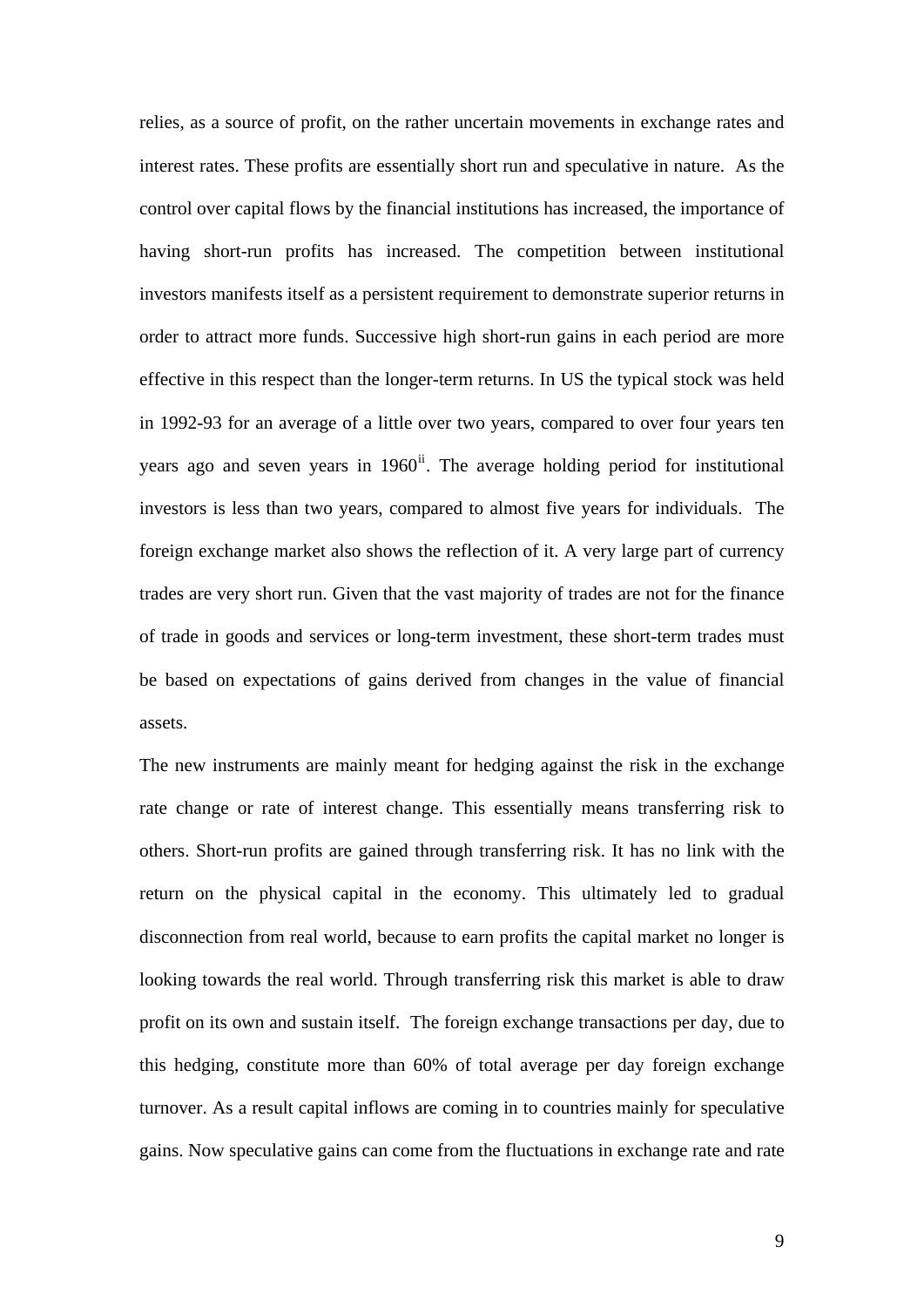relies, as a source of profit, on the rather uncertain movements in exchange rates and interest rates. These profits are essentially short run and speculative in nature. As the control over capital flows by the financial institutions has increased, the importance of having short-run profits has increased. The competition between institutional investors manifests itself as a persistent requirement to demonstrate superior returns in order to attract more funds. Successive high short-run gains in each period are more effective in this respect than the longer-term returns. In US the typical stock was held in 1992-93 for an average of a little over two years, compared to over four years ten years ago and seven years in 1960[ii]. The average holding period for institutional investors is less than two years, compared to almost five years for individuals. The foreign exchange market also shows the reflection of it. A very large part of currency trades are very short run. Given that the vast majority of trades are not for the finance of trade in goods and services or long-term investment, these short-term trades must be based on expectations of gains derived from changes in the value of financial assets.

The new instruments are mainly meant for hedging against the risk in the exchange rate change or rate of interest change. This essentially means transferring risk to others. Short-run profits are gained through transferring risk. It has no link with the return on the physical capital in the economy. This ultimately led to gradual disconnection from real world, because to earn profits the capital market no longer is looking towards the real world. Through transferring risk this market is able to draw profit on its own and sustain itself. The foreign exchange transactions per day, due to this hedging, constitute more than 60% of total average per day foreign exchange turnover. As a result capital inflows are coming in to countries mainly for speculative gains. Now speculative gains can come from the fluctuations in exchange rate and rate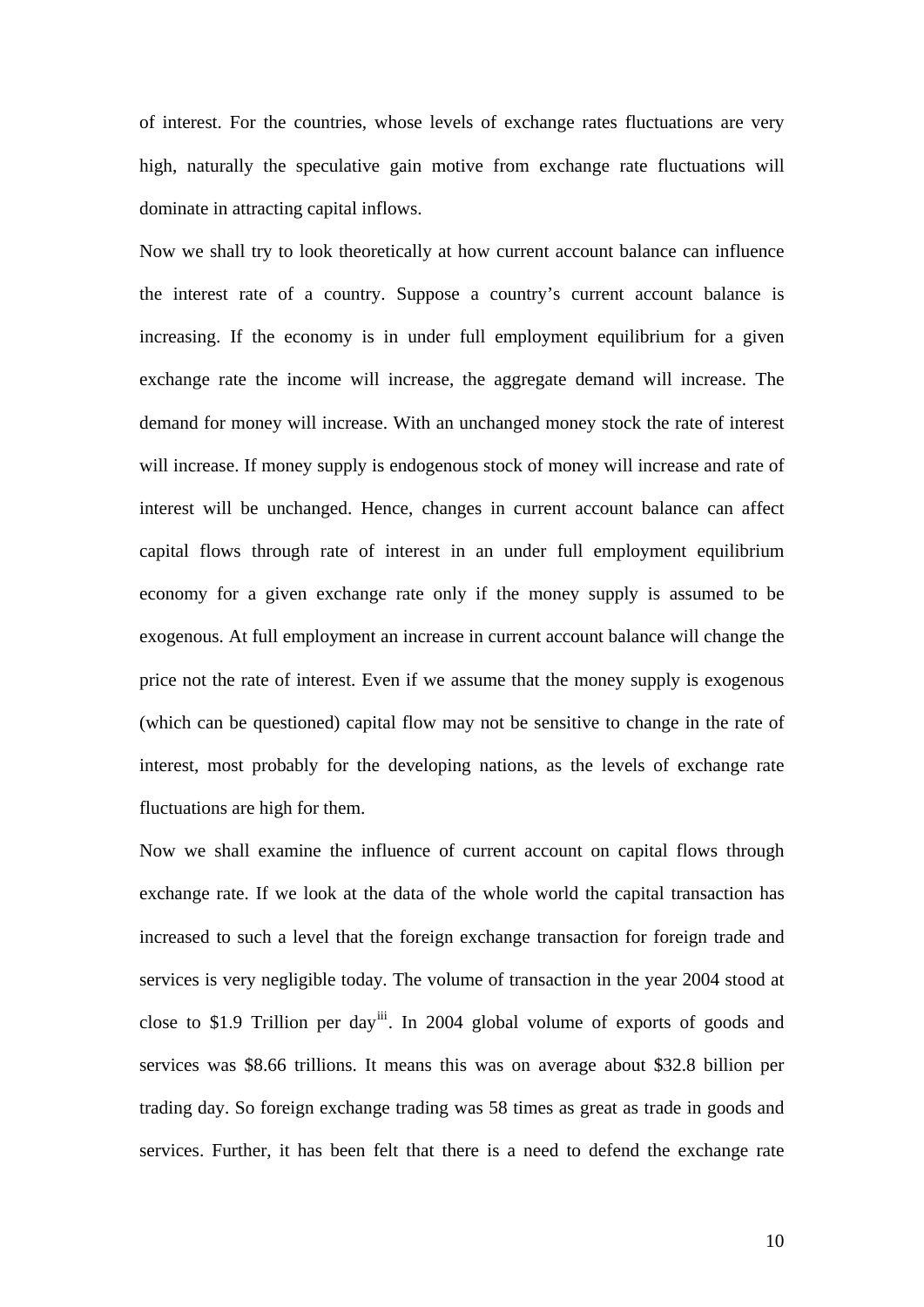of interest. For the countries, whose levels of exchange rates fluctuations are very high, naturally the speculative gain motive from exchange rate fluctuations will dominate in attracting capital inflows.

Now we shall try to look theoretically at how current account balance can influence the interest rate of a country. Suppose a country's current account balance is increasing. If the economy is in under full employment equilibrium for a given exchange rate the income will increase, the aggregate demand will increase. The demand for money will increase. With an unchanged money stock the rate of interest will increase. If money supply is endogenous stock of money will increase and rate of interest will be unchanged. Hence, changes in current account balance can affect capital flows through rate of interest in an under full employment equilibrium economy for a given exchange rate only if the money supply is assumed to be exogenous. At full employment an increase in current account balance will change the price not the rate of interest. Even if we assume that the money supply is exogenous (which can be questioned) capital flow may not be sensitive to change in the rate of interest, most probably for the developing nations, as the levels of exchange rate fluctuations are high for them.

Now we shall examine the influence of current account on capital flows through exchange rate. If we look at the data of the whole world the capital transaction has increased to such a level that the foreign exchange transaction for foreign trade and services is very negligible today. The volume of transaction in the year 2004 stood at close to \$1.9 Trillion per day[iii]. In 2004 global volume of exports of goods and services was \$8.66 trillions. It means this was on average about \$32.8 billion per trading day. So foreign exchange trading was 58 times as great as trade in goods and services. Further, it has been felt that there is a need to defend the exchange rate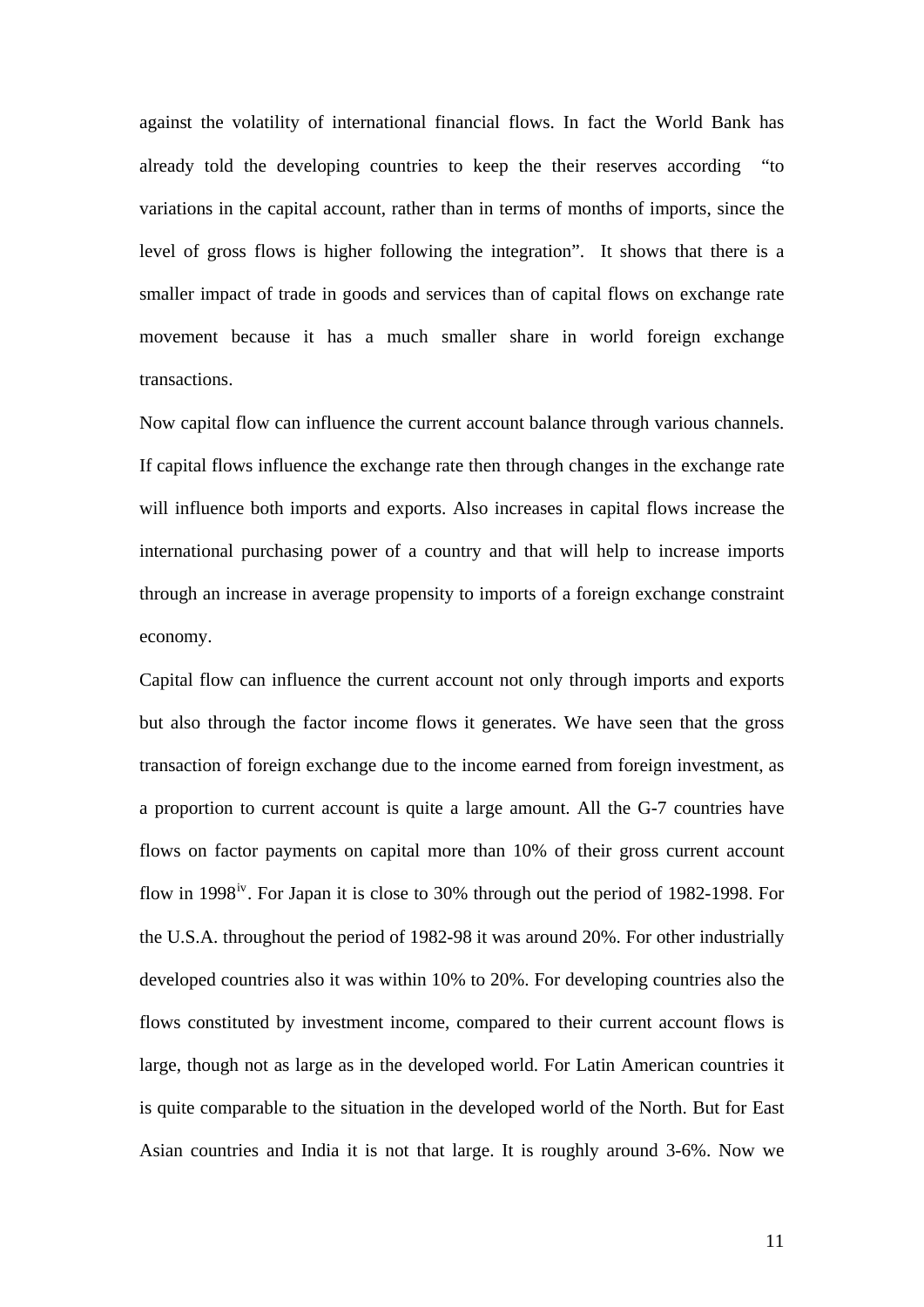against the volatility of international financial flows. In fact the World Bank has already told the developing countries to keep the their reserves according "to variations in the capital account, rather than in terms of months of imports, since the level of gross flows is higher following the integration". It shows that there is a smaller impact of trade in goods and services than of capital flows on exchange rate movement because it has a much smaller share in world foreign exchange transactions.

Now capital flow can influence the current account balance through various channels. If capital flows influence the exchange rate then through changes in the exchange rate will influence both imports and exports. Also increases in capital flows increase the international purchasing power of a country and that will help to increase imports through an increase in average propensity to imports of a foreign exchange constraint economy.

Capital flow can influence the current account not only through imports and exports but also through the factor income flows it generates. We have seen that the gross transaction of foreign exchange due to the income earned from foreign investment, as a proportion to current account is quite a large amount. All the G-7 countries have flows on factor payments on capital more than 10% of their gross current account flow in 1998[iv]. For Japan it is close to 30% through out the period of 1982-1998. For the U.S.A. throughout the period of 1982-98 it was around 20%. For other industrially developed countries also it was within 10% to 20%. For developing countries also the flows constituted by investment income, compared to their current account flows is large, though not as large as in the developed world. For Latin American countries it is quite comparable to the situation in the developed world of the North. But for East Asian countries and India it is not that large. It is roughly around 3-6%. Now we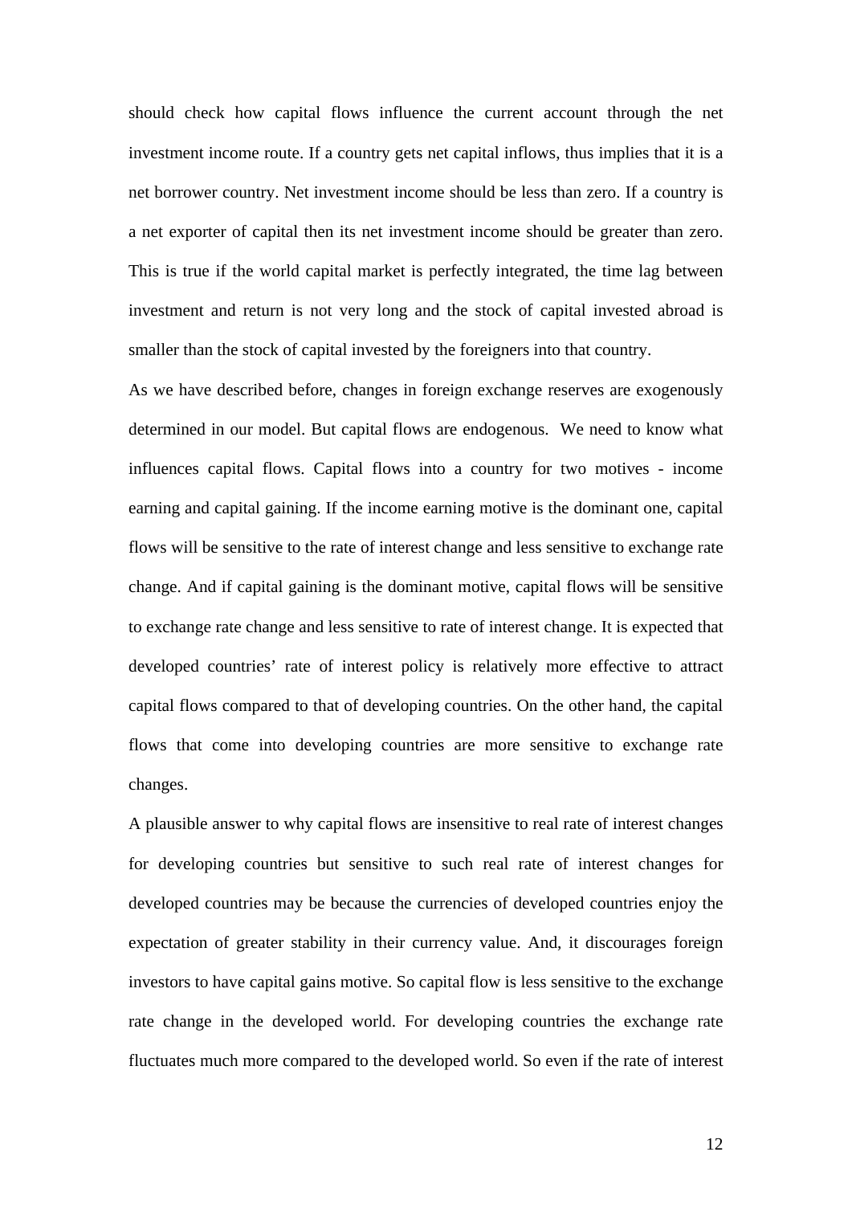should check how capital flows influence the current account through the net investment income route. If a country gets net capital inflows, thus implies that it is a net borrower country. Net investment income should be less than zero. If a country is a net exporter of capital then its net investment income should be greater than zero. This is true if the world capital market is perfectly integrated, the time lag between investment and return is not very long and the stock of capital invested abroad is smaller than the stock of capital invested by the foreigners into that country.

As we have described before, changes in foreign exchange reserves are exogenously determined in our model. But capital flows are endogenous. We need to know what influences capital flows. Capital flows into a country for two motives - income earning and capital gaining. If the income earning motive is the dominant one, capital flows will be sensitive to the rate of interest change and less sensitive to exchange rate change. And if capital gaining is the dominant motive, capital flows will be sensitive to exchange rate change and less sensitive to rate of interest change. It is expected that developed countries' rate of interest policy is relatively more effective to attract capital flows compared to that of developing countries. On the other hand, the capital flows that come into developing countries are more sensitive to exchange rate changes.

A plausible answer to why capital flows are insensitive to real rate of interest changes for developing countries but sensitive to such real rate of interest changes for developed countries may be because the currencies of developed countries enjoy the expectation of greater stability in their currency value. And, it discourages foreign investors to have capital gains motive. So capital flow is less sensitive to the exchange rate change in the developed world. For developing countries the exchange rate fluctuates much more compared to the developed world. So even if the rate of interest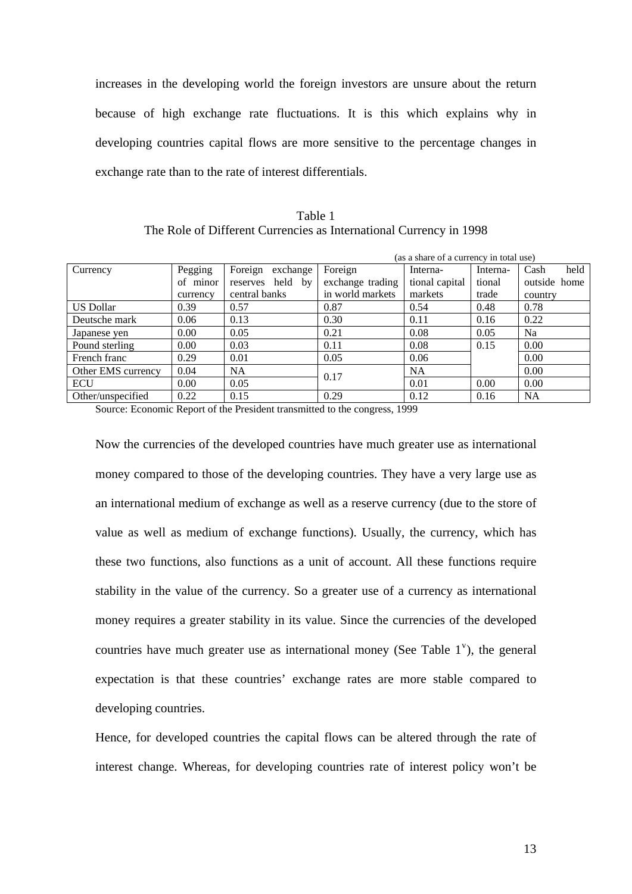increases in the developing world the foreign investors are unsure about the return because of high exchange rate fluctuations. It is this which explains why in developing countries capital flows are more sensitive to the percentage changes in exchange rate than to the rate of interest differentials.

Table 1
The Role of Different Currencies as International Currency in 1998

(as a share of a currency in total use)

| Currency | Pegging of minor currency | Foreign exchange reserves held by central banks | Foreign exchange trading in world markets | International capital markets | International trade | Cash held outside home country |
|---|---|---|---|---|---|---|
| US Dollar | 0.39 | 0.57 | 0.87 | 0.54 | 0.48 | 0.78 |
| Deutsche mark | 0.06 | 0.13 | 0.30 | 0.11 | 0.16 | 0.22 |
| Japanese yen | 0.00 | 0.05 | 0.21 | 0.08 | 0.05 | Na |
| Pound sterling | 0.00 | 0.03 | 0.11 | 0.08 | 0.15 | 0.00 |
| French franc | 0.29 | 0.01 | 0.05 | 0.06 | | 0.00 |
| Other EMS currency | 0.04 | NA | 0.17 | NA | | 0.00 |
| ECU | 0.00 | 0.05 | | 0.01 | 0.00 | 0.00 |
| Other/unspecified | 0.22 | 0.15 | 0.29 | 0.12 | 0.16 | NA |

Source: Economic Report of the President transmitted to the congress, 1999

Now the currencies of the developed countries have much greater use as international money compared to those of the developing countries. They have a very large use as an international medium of exchange as well as a reserve currency (due to the store of value as well as medium of exchange functions). Usually, the currency, which has these two functions, also functions as a unit of account. All these functions require stability in the value of the currency. So a greater use of a currency as international money requires a greater stability in its value. Since the currencies of the developed countries have much greater use as international money (See Table 1[v]), the general expectation is that these countries' exchange rates are more stable compared to developing countries.

Hence, for developed countries the capital flows can be altered through the rate of interest change. Whereas, for developing countries rate of interest policy won't be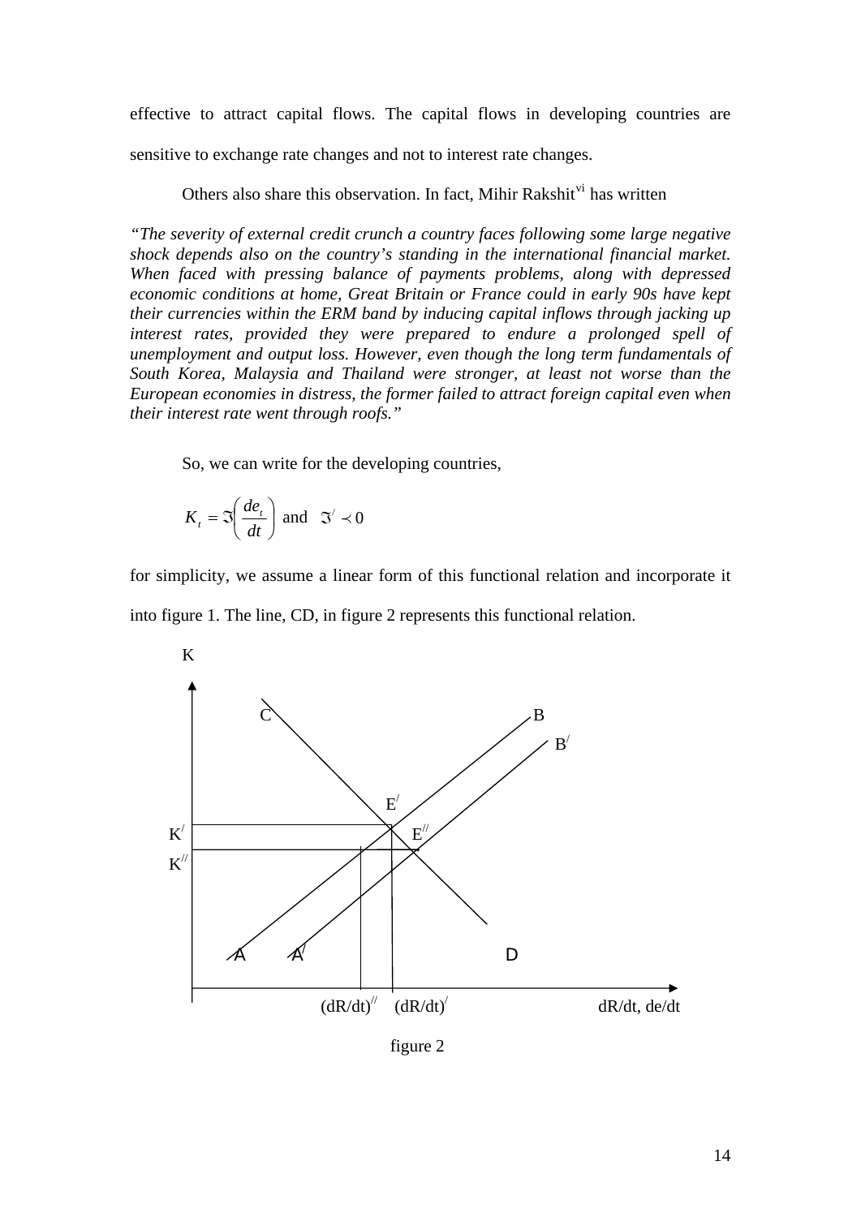effective to attract capital flows. The capital flows in developing countries are sensitive to exchange rate changes and not to interest rate changes.

Others also share this observation. In fact, Mihir Rakshit[vi] has written

*"The severity of external credit crunch a country faces following some large negative shock depends also on the country's standing in the international financial market. When faced with pressing balance of payments problems, along with depressed economic conditions at home, Great Britain or France could in early 90s have kept their currencies within the ERM band by inducing capital inflows through jacking up interest rates, provided they were prepared to endure a prolonged spell of unemployment and output loss. However, even though the long term fundamentals of South Korea, Malaysia and Thailand were stronger, at least not worse than the European economies in distress, the former failed to attract foreign capital even when their interest rate went through roofs."*

So, we can write for the developing countries,

$$K_t = \Im\left(\frac{de_t}{dt}\right) \text{ and } \Im' \prec 0$$

for simplicity, we assume a linear form of this functional relation and incorporate it into figure 1. The line, CD, in figure 2 represents this functional relation.

K

C

B

$B^{/}$

$E^{/}$

$K^{/}$

$E^{//}$

$K^{//}$

A

$A^{/}$

D

$(dR/dt)^{//}$

$(dR/dt)^{/}$

dR/dt, de/dt

figure 2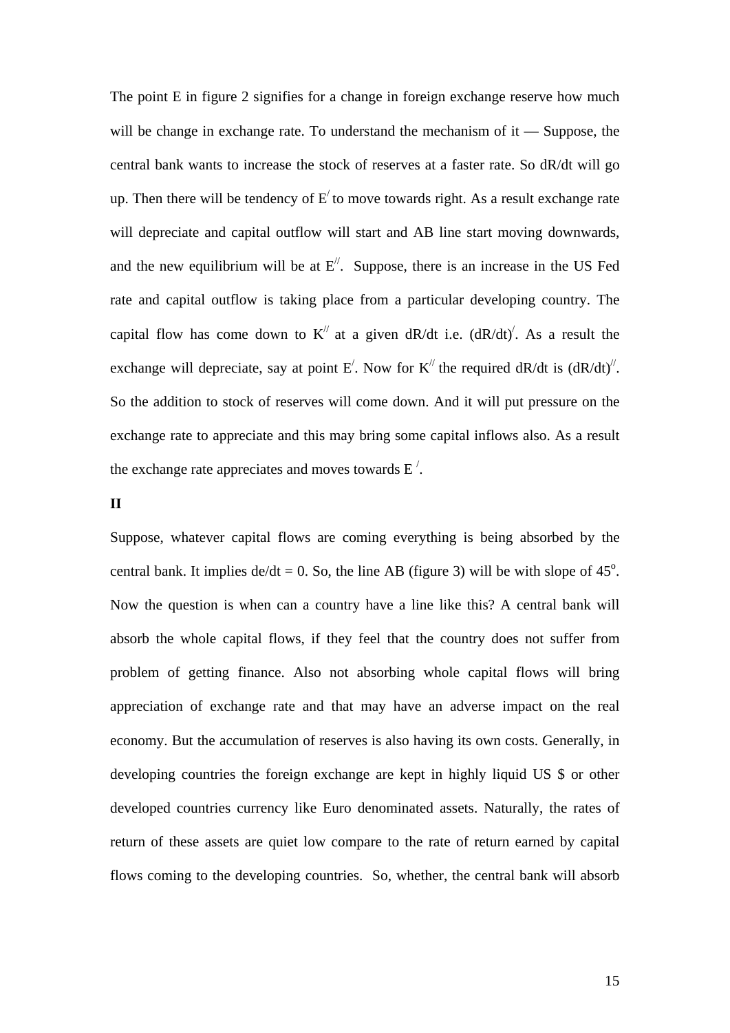The point E in figure 2 signifies for a change in foreign exchange reserve how much will be change in exchange rate. To understand the mechanism of it — Suppose, the central bank wants to increase the stock of reserves at a faster rate. So dR/dt will go up. Then there will be tendency of $E^{/}$ to move towards right. As a result exchange rate will depreciate and capital outflow will start and AB line start moving downwards, and the new equilibrium will be at $E^{//}$. Suppose, there is an increase in the US Fed rate and capital outflow is taking place from a particular developing country. The capital flow has come down to $K^{//}$ at a given dR/dt i.e. $(dR/dt)^{/}$. As a result the exchange will depreciate, say at point $E^{/}$. Now for $K^{//}$ the required dR/dt is $(dR/dt)^{//}$. So the addition to stock of reserves will come down. And it will put pressure on the exchange rate to appreciate and this may bring some capital inflows also. As a result the exchange rate appreciates and moves towards $E^{/}$.

**II**

Suppose, whatever capital flows are coming everything is being absorbed by the central bank. It implies de/dt = 0. So, the line AB (figure 3) will be with slope of $45^{o}$. Now the question is when can a country have a line like this? A central bank will absorb the whole capital flows, if they feel that the country does not suffer from problem of getting finance. Also not absorbing whole capital flows will bring appreciation of exchange rate and that may have an adverse impact on the real economy. But the accumulation of reserves is also having its own costs. Generally, in developing countries the foreign exchange are kept in highly liquid US $ or other developed countries currency like Euro denominated assets. Naturally, the rates of return of these assets are quiet low compare to the rate of return earned by capital flows coming to the developing countries. So, whether, the central bank will absorb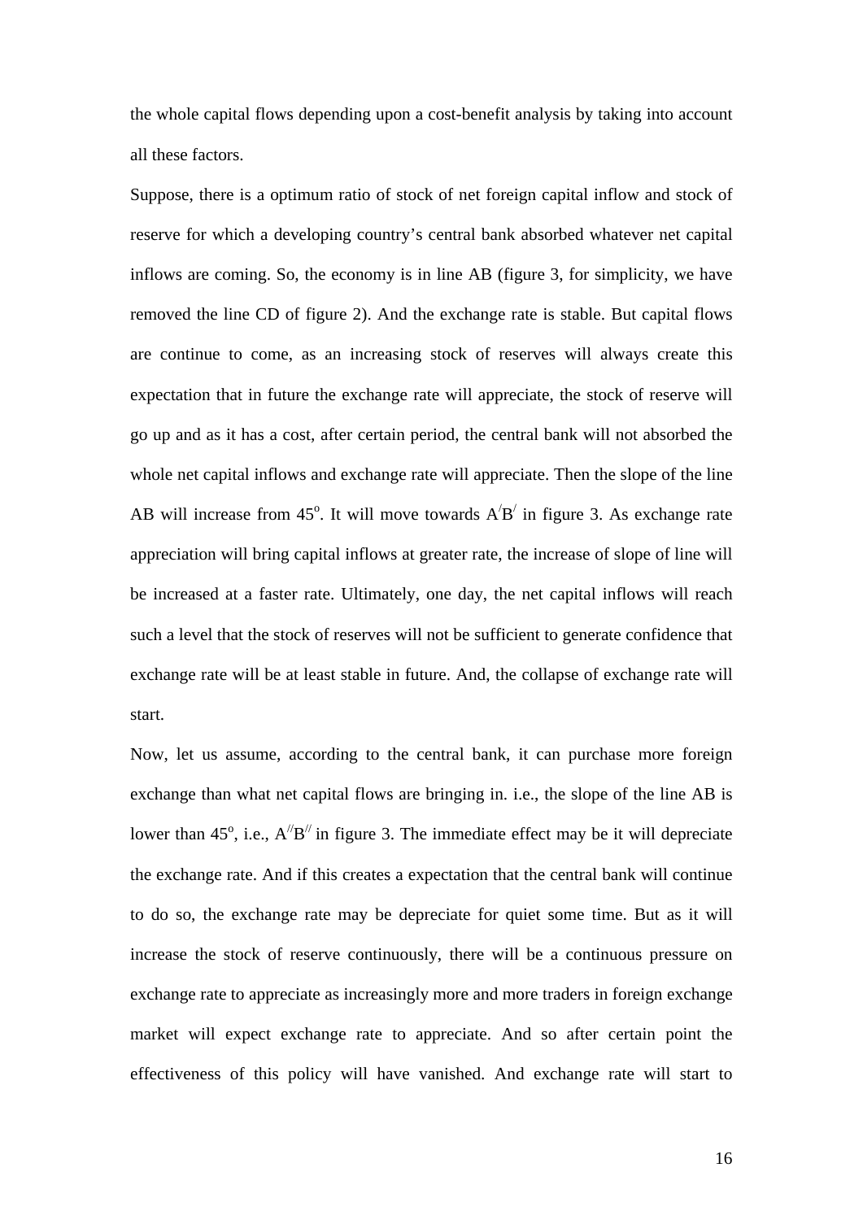the whole capital flows depending upon a cost-benefit analysis by taking into account all these factors.

Suppose, there is a optimum ratio of stock of net foreign capital inflow and stock of reserve for which a developing country's central bank absorbed whatever net capital inflows are coming. So, the economy is in line AB (figure 3, for simplicity, we have removed the line CD of figure 2). And the exchange rate is stable. But capital flows are continue to come, as an increasing stock of reserves will always create this expectation that in future the exchange rate will appreciate, the stock of reserve will go up and as it has a cost, after certain period, the central bank will not absorbed the whole net capital inflows and exchange rate will appreciate. Then the slope of the line AB will increase from $45^{o}$. It will move towards $A^{/}B^{/}$ in figure 3. As exchange rate appreciation will bring capital inflows at greater rate, the increase of slope of line will be increased at a faster rate. Ultimately, one day, the net capital inflows will reach such a level that the stock of reserves will not be sufficient to generate confidence that exchange rate will be at least stable in future. And, the collapse of exchange rate will start.

Now, let us assume, according to the central bank, it can purchase more foreign exchange than what net capital flows are bringing in. i.e., the slope of the line AB is lower than $45^{o}$, i.e., $A^{//}B^{//}$ in figure 3. The immediate effect may be it will depreciate the exchange rate. And if this creates a expectation that the central bank will continue to do so, the exchange rate may be depreciate for quiet some time. But as it will increase the stock of reserve continuously, there will be a continuous pressure on exchange rate to appreciate as increasingly more and more traders in foreign exchange market will expect exchange rate to appreciate. And so after certain point the effectiveness of this policy will have vanished. And exchange rate will start to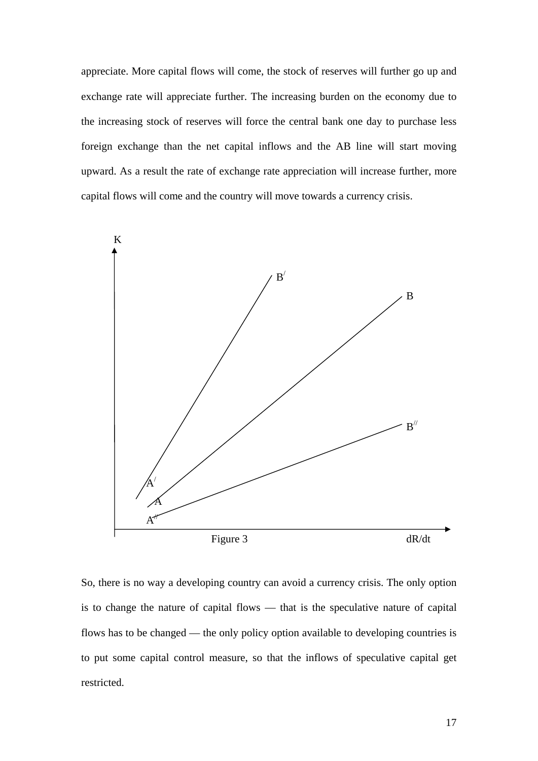appreciate. More capital flows will come, the stock of reserves will further go up and exchange rate will appreciate further. The increasing burden on the economy due to the increasing stock of reserves will force the central bank one day to purchase less foreign exchange than the net capital inflows and the AB line will start moving upward. As a result the rate of exchange rate appreciation will increase further, more capital flows will come and the country will move towards a currency crisis.

K

B/

B

B//

A/

A

A//

dR/dt

Figure 3

So, there is no way a developing country can avoid a currency crisis. The only option is to change the nature of capital flows — that is the speculative nature of capital flows has to be changed — the only policy option available to developing countries is to put some capital control measure, so that the inflows of speculative capital get restricted.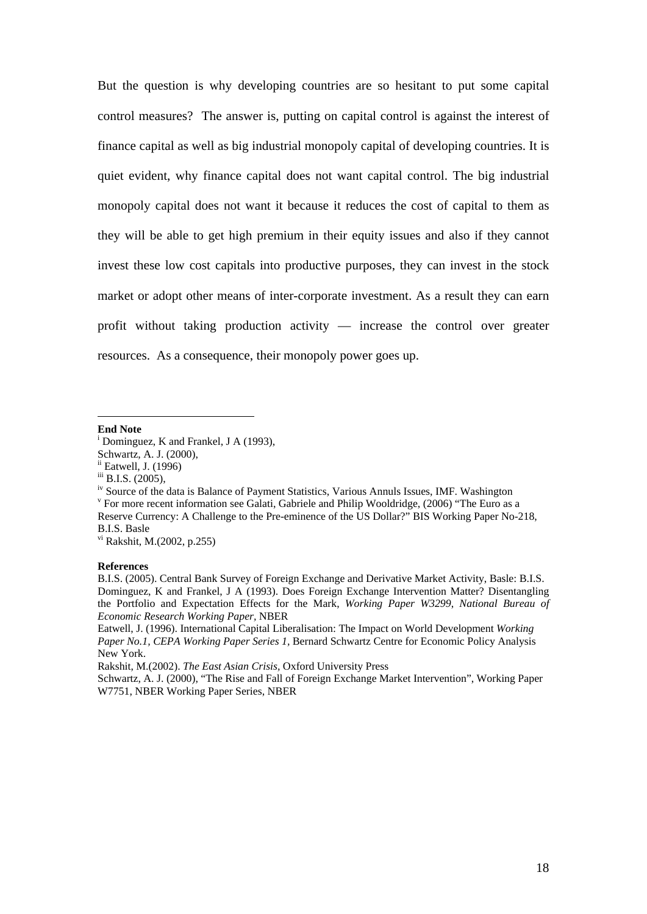But the question is why developing countries are so hesitant to put some capital control measures? The answer is, putting on capital control is against the interest of finance capital as well as big industrial monopoly capital of developing countries. It is quiet evident, why finance capital does not want capital control. The big industrial monopoly capital does not want it because it reduces the cost of capital to them as they will be able to get high premium in their equity issues and also if they cannot invest these low cost capitals into productive purposes, they can invest in the stock market or adopt other means of inter-corporate investment. As a result they can earn profit without taking production activity — increase the control over greater resources. As a consequence, their monopoly power goes up.

---

**End Note**

[i] Dominguez, K and Frankel, J A (1993),
Schwartz, A. J. (2000),

[ii] Eatwell, J. (1996)

[iii] B.I.S. (2005),

[iv] Source of the data is Balance of Payment Statistics, Various Annuls Issues, IMF. Washington

[v] For more recent information see Galati, Gabriele and Philip Wooldridge, (2006) "The Euro as a Reserve Currency: A Challenge to the Pre-eminence of the US Dollar?" BIS Working Paper No-218, B.I.S. Basle

[vi] Rakshit, M.(2002, p.255)

**References**

B.I.S. (2005). Central Bank Survey of Foreign Exchange and Derivative Market Activity, Basle: B.I.S.

Dominguez, K and Frankel, J A (1993). Does Foreign Exchange Intervention Matter? Disentangling the Portfolio and Expectation Effects for the Mark, *Working Paper W3299, National Bureau of Economic Research Working Paper*, NBER

Eatwell, J. (1996). International Capital Liberalisation: The Impact on World Development *Working Paper No.1, CEPA Working Paper Series 1*, Bernard Schwartz Centre for Economic Policy Analysis New York.

Rakshit, M.(2002). *The East Asian Crisis*, Oxford University Press

Schwartz, A. J. (2000), "The Rise and Fall of Foreign Exchange Market Intervention", Working Paper W7751, NBER Working Paper Series, NBER